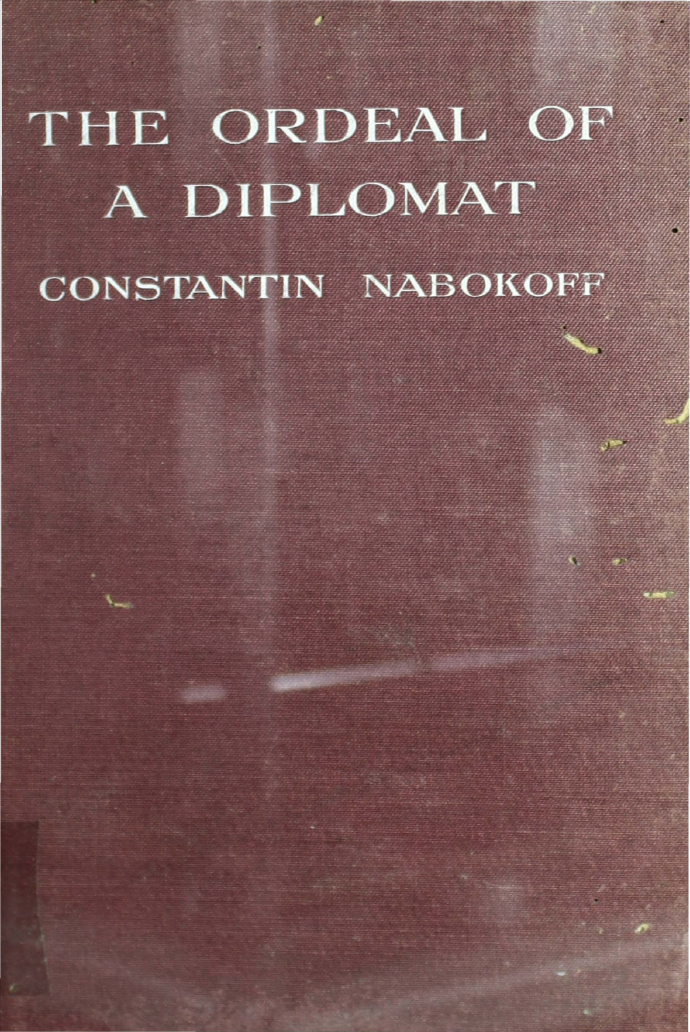# THE ORDEAL OF A DIPLOMAT

CONSTANTIN NABOKOFF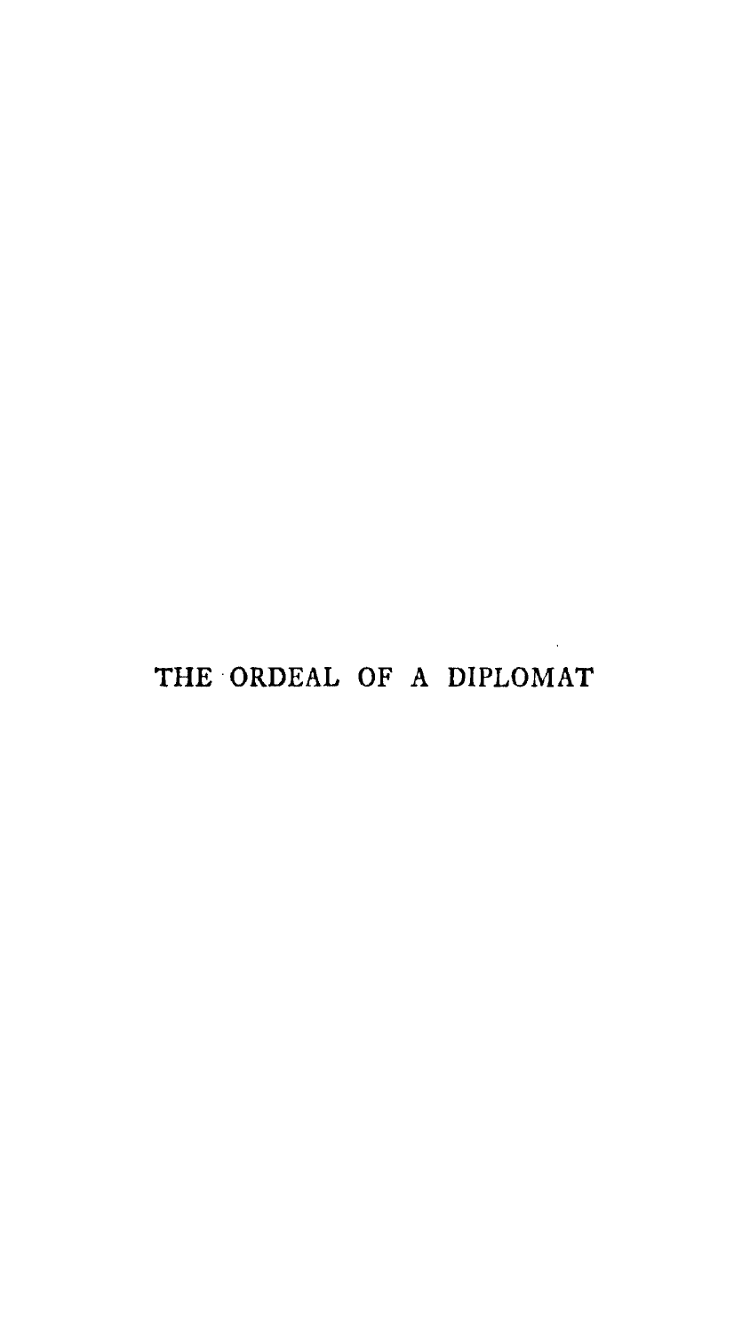# THE ORDEAL OF A DIPLOMAT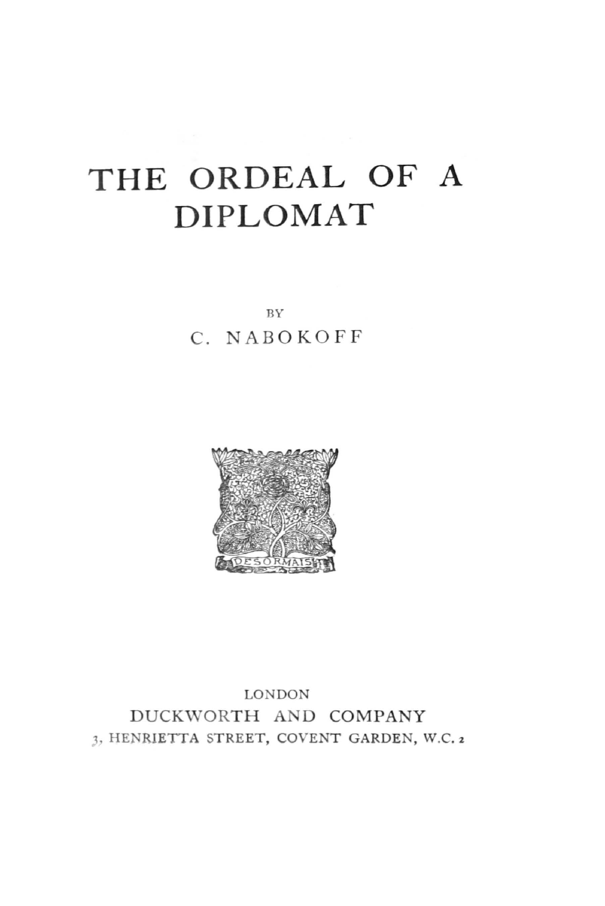# THE ORDEAL OF A DIPLOMAT

BY

C. NABOKOFF

DESORMAIS

LONDON

DUCKWORTH AND COMPANY

3, HENRIETTA STREET, COVENT GARDEN, W.C. 2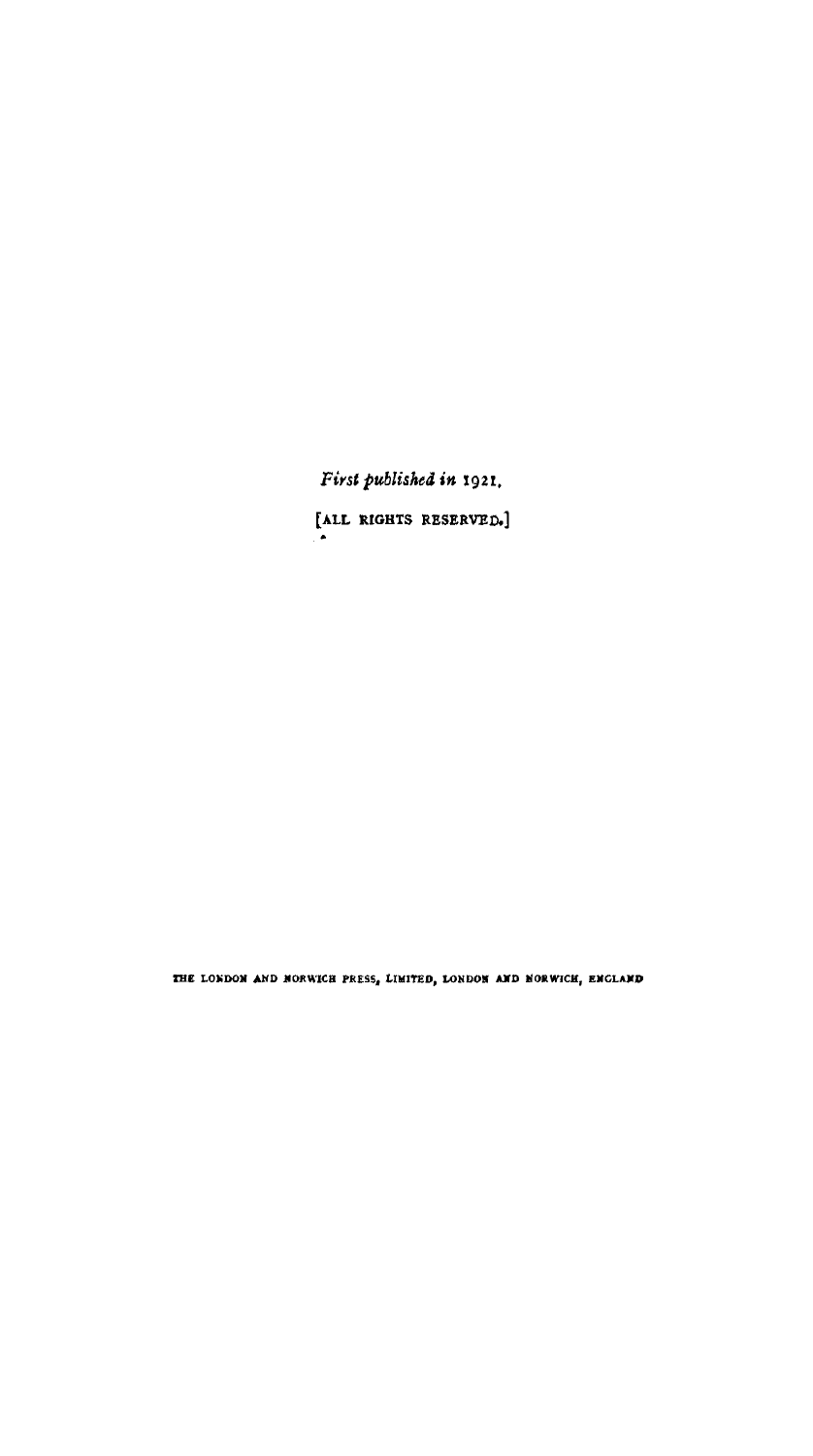*First published in* 1921.

[ALL RIGHTS RESERVED.]

THE LONDON AND NORWICH PRESS, LIMITED, LONDON AND NORWICH, ENGLAND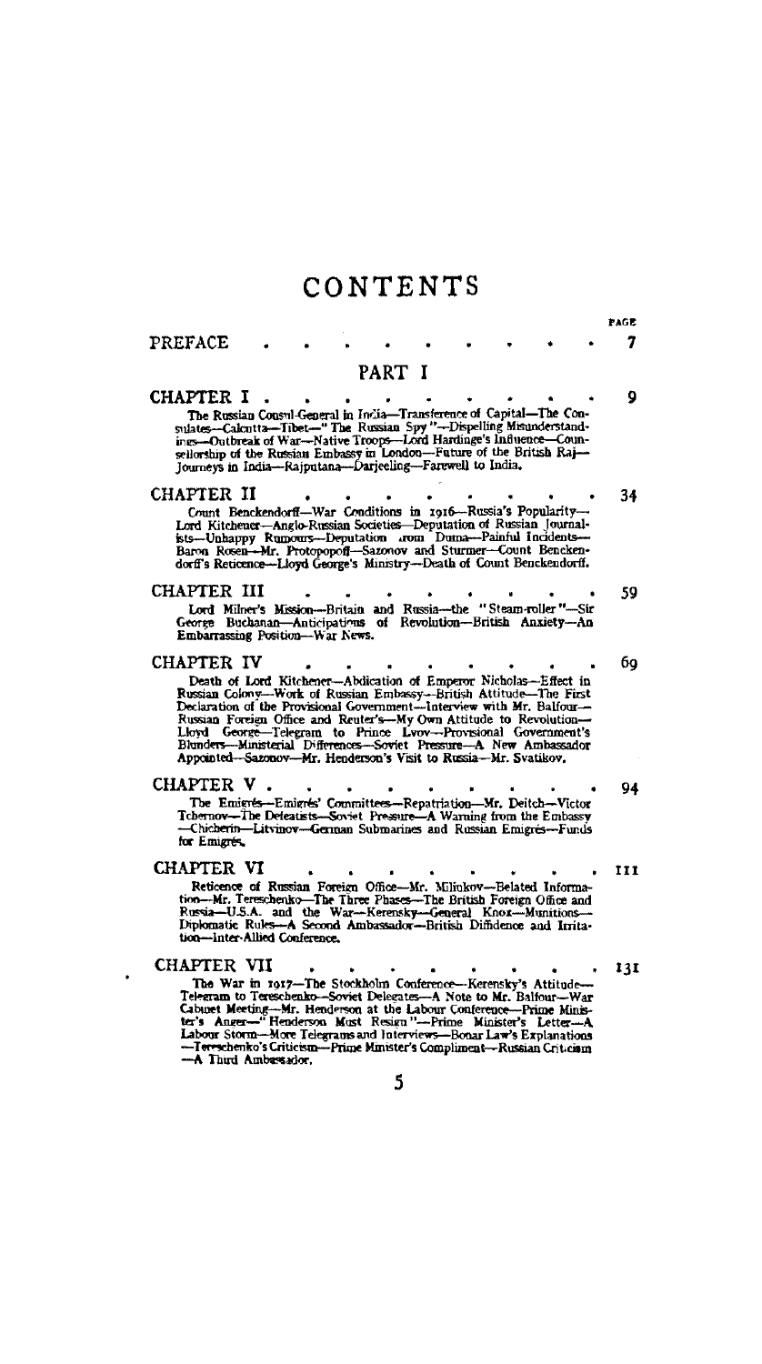# CONTENTS

| | PAGE |
|---|---|
| PREFACE | 7 |

## PART I

**CHAPTER I** . . . . . 9

The Russian Consul-General in India—Transference of Capital—The Consulates—Calcutta—Tibet—"The Russian Spy"—Dispelling Misunderstandings—Outbreak of War—Native Troops—Lord Hardinge's Influence—Counsellorship of the Russian Embassy in London—Future of the British Raj—Journeys in India—Rajputana—Darjeeling—Farewell to India.

**CHAPTER II** . . . . . 34

Count Benckendorff—War Conditions in 1916—Russia's Popularity—Lord Kitchener—Anglo-Russian Societies—Deputation of Russian Journalists—Unhappy Rumours—Deputation from Duma—Painful Incidents—Baron Rosen—Mr. Protopopoff—Sazonov and Sturmer—Count Benckendorff's Reticence—Lloyd George's Ministry—Death of Count Benckendorff.

**CHAPTER III** . . . . . 59

Lord Milner's Mission—Britain and Russia—the "Steam-roller"—Sir George Buchanan—Anticipations of Revolution—British Anxiety—An Embarrassing Position—War News.

**CHAPTER IV** . . . . . 69

Death of Lord Kitchener—Abdication of Emperor Nicholas—Effect in Russian Colony—Work of Russian Embassy—British Attitude—The First Declaration of the Provisional Government—Interview with Mr. Balfour—Russian Foreign Office and Reuter's—My Own Attitude to Revolution—Lloyd George—Telegram to Prince Lvov—Provisional Government's Blunders—Ministerial Differences—Soviet Pressure—A New Ambassador Appointed—Sazonov—Mr. Henderson's Visit to Russia—Mr. Svatikov.

**CHAPTER V** . . . . . 94

The Emigrés—Emigrés' Committees—Repatriation—Mr. Deitch—Victor Tchernov—The Defeatists—Soviet Pressure—A Warning from the Embassy—Chicherin—Litvinov—German Submarines and Russian Emigrés—Funds for Emigrés.

**CHAPTER VI** . . . . . 111

Reticence of Russian Foreign Office—Mr. Miliukov—Belated Information—Mr. Tereschenko—The Three Phases—The British Foreign Office and Russia—U.S.A. and the War—Kerensky—General Knox—Munitions—Diplomatic Rules—A Second Ambassador—British Diffidence and Irritation—Inter-Allied Conference.

**CHAPTER VII** . . . . . 131

The War in 1917—The Stockholm Conference—Kerensky's Attitude—Telegram to Tereschenko—Soviet Delegates—A Note to Mr. Balfour—War Cabinet Meeting—Mr. Henderson at the Labour Conference—Prime Minister's Anger—"Henderson Must Resign"—Prime Minister's Letter—A Labour Storm—More Telegrams and Interviews—Bonar Law's Explanations—Tereschenko's Criticism—Prime Minister's Compliment—Russian Criticism—A Third Ambassador.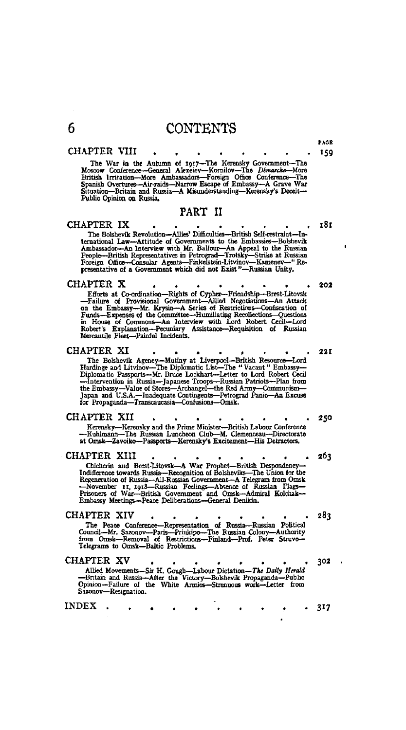# CONTENTS

PAGE

**CHAPTER VIII** . . . . . . . . . . 159

The War in the Autumn of 1917—The Kerensky Government—The Moscow Conference—General Alexeiev—Kornilov—The *Démarche*—More British Irritation—More Ambassadors—Foreign Office Conference—The Spanish Overtures—Air-raids—Narrow Escape of Embassy—A Grave War Situation—Britain and Russia—A Misunderstanding—Kerensky's Deceit—Public Opinion on Russia.

## PART II

**CHAPTER IX** . . . . . . . . . . 181

The Bolshevik Revolution—Allies' Difficulties—British Self-restraint—International Law—Attitude of Governments to the Embassies—Bolshevik Ambassador—An Interview with Mr. Balfour—An Appeal to the Russian People—British Representatives in Petrograd—Trotsky—Strike at Russian Foreign Office—Consular Agents—Finkelstein-Litvinov—Kamenev—"Representative of a Government which did not Exist"—Russian Unity.

**CHAPTER X** . . . . . . . . . . 202

Efforts at Co-ordination—Rights of Cypher—Friendship—Brest-Litovsk—Failure of Provisional Government—Allied Negotiations—An Attack on the Embassy—Mr. Krysin—A Series of Restrictions—Confiscation of Funds—Expenses of the Committee—Humiliating Recollections—Questions in House of Commons—An Interview with Lord Robert Cecil—Lord Robert's Explanation—Pecuniary Assistance—Requisition of Russian Mercantile Fleet—Painful Incidents.

**CHAPTER XI** . . . . . . . . . . 221

The Bolshevik Agency—Mutiny at Liverpool—British Resource—Lord Hardinge and Litvinov—The Diplomatic List—The "Vacant" Embassy—Diplomatic Passports—Mr. Bruce Lockhart—Letter to Lord Robert Cecil—Intervention in Russia—Japanese Troops—Russian Patriots—Plan from the Embassy—Value of Stores—Archangel—the Red Army—Communism—Japan and U.S.A.—Inadequate Contingents—Petrograd Panic—An Excuse for Propaganda—Transcaucasia—Confusions—Omsk.

**CHAPTER XII** . . . . . . . . . . 250

Kerensky—Kerensky and the Prime Minister—British Labour Conference—Kuhlmann—The Russian Luncheon Club—M. Clemenceau—Directorate at Omsk—Zavoiko—Passports—Kerensky's Excitement—His Detractors.

**CHAPTER XIII** . . . . . . . . . . 263

Chicherin and Brest-Litovsk—A War Prophet—British Despondency—Indifference towards Russia—Recognition of Bolsheviks—The Union for the Regeneration of Russia—All-Russian Government—A Telegram from Omsk—November 11, 1918—Russian Feelings—Absence of Russian Flags—Prisoners of War—British Government and Omsk—Admiral Kolchak—Embassy Meetings—Peace Deliberations—General Denikin.

**CHAPTER XIV** . . . . . . . . . . 283

The Peace Conference—Representation of Russia—Russian Political Council—Mr. Sazonov—Paris—Prinkipo—The Russian Colony—Authority from Omsk—Removal of Restrictions—Finland—Prof. Peter Struve—Telegrams to Omsk—Baltic Problems.

**CHAPTER XV** . . . . . . . . . . 302

Allied Movements—Sir H. Gough—Labour Dictation—*The Daily Herald*—Britain and Russia—After the Victory—Bolshevik Propaganda—Public Opinion—Failure of the White Armies—Strenuous work—Letter from Sazonov—Resignation.

**INDEX** . . . . . . . . . . 317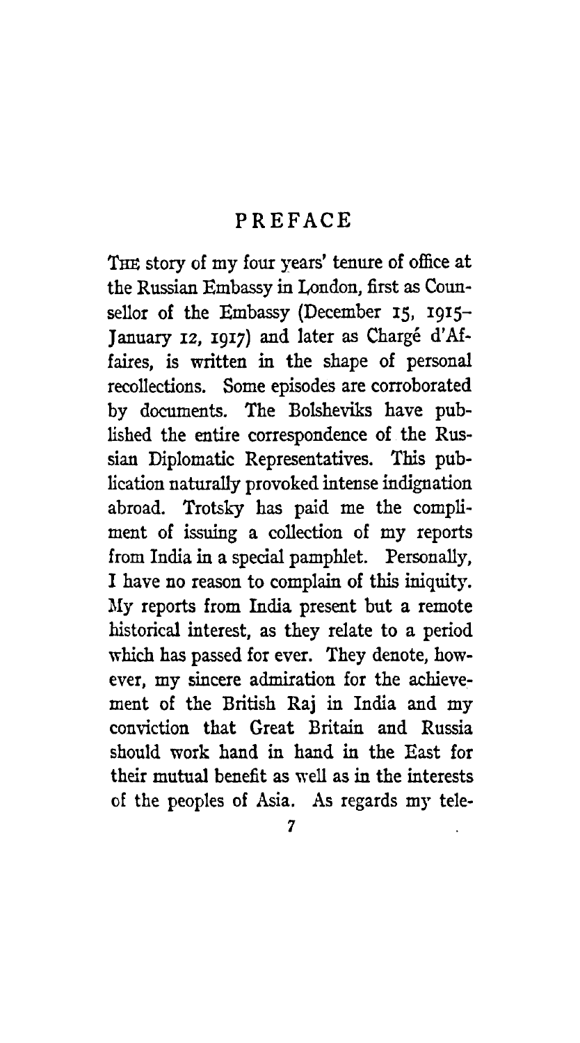# PREFACE

The story of my four years' tenure of office at the Russian Embassy in London, first as Counsellor of the Embassy (December 15, 1915–January 12, 1917) and later as Chargé d'Affaires, is written in the shape of personal recollections. Some episodes are corroborated by documents. The Bolsheviks have published the entire correspondence of the Russian Diplomatic Representatives. This publication naturally provoked intense indignation abroad. Trotsky has paid me the compliment of issuing a collection of my reports from India in a special pamphlet. Personally, I have no reason to complain of this iniquity. My reports from India present but a remote historical interest, as they relate to a period which has passed for ever. They denote, however, my sincere admiration for the achievement of the British Raj in India and my conviction that Great Britain and Russia should work hand in hand in the East for their mutual benefit as well as in the interests of the peoples of Asia. As regards my tele-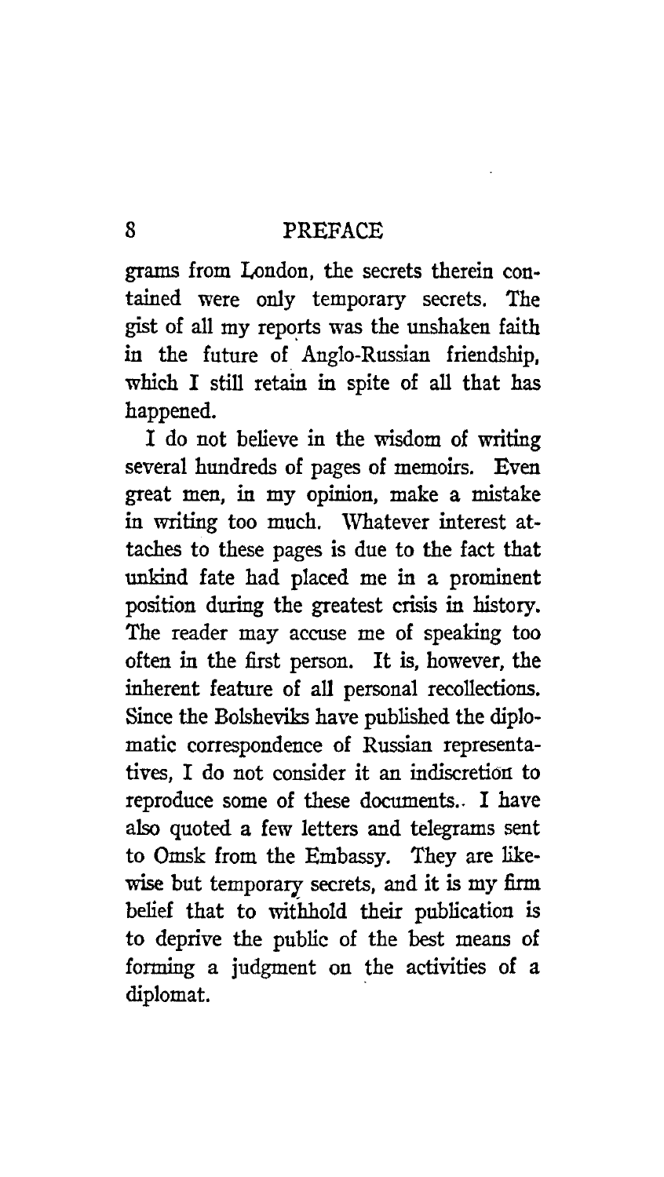grams from London, the secrets therein contained were only temporary secrets. The gist of all my reports was the unshaken faith in the future of Anglo-Russian friendship, which I still retain in spite of all that has happened.

I do not believe in the wisdom of writing several hundreds of pages of memoirs. Even great men, in my opinion, make a mistake in writing too much. Whatever interest attaches to these pages is due to the fact that unkind fate had placed me in a prominent position during the greatest crisis in history. The reader may accuse me of speaking too often in the first person. It is, however, the inherent feature of all personal recollections. Since the Bolsheviks have published the diplomatic correspondence of Russian representatives, I do not consider it an indiscretion to reproduce some of these documents. I have also quoted a few letters and telegrams sent to Omsk from the Embassy. They are likewise but temporary secrets, and it is my firm belief that to withhold their publication is to deprive the public of the best means of forming a judgment on the activities of a diplomat.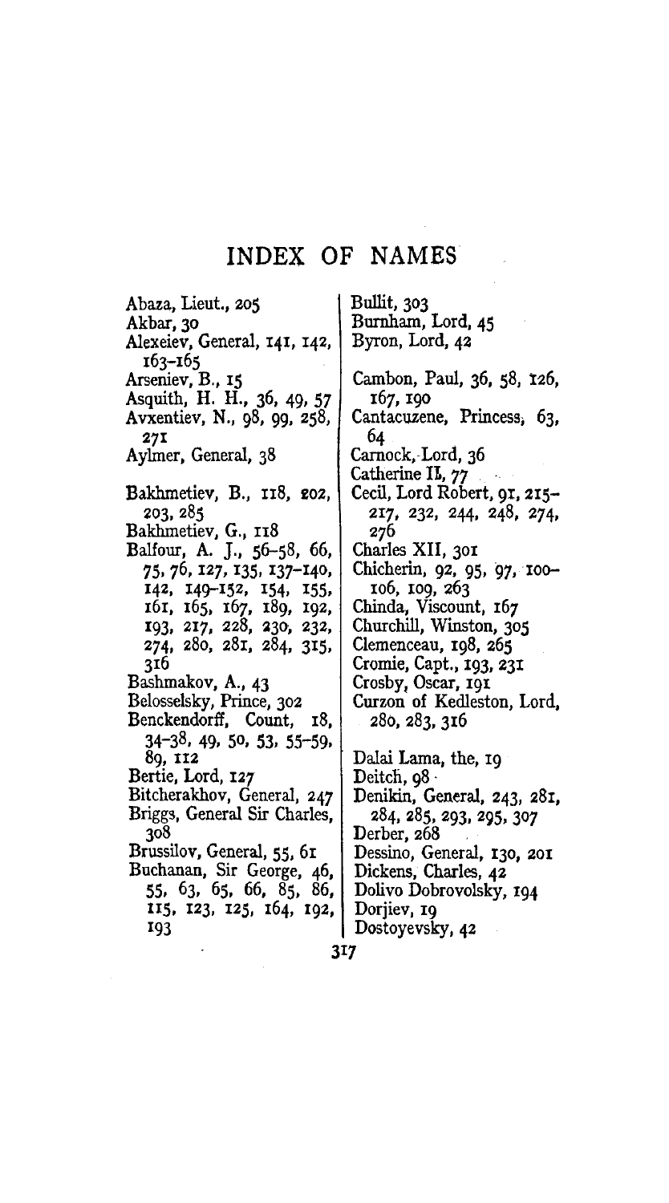# INDEX OF NAMES

Abaza, Lieut., 205
Akbar, 30
Alexeiev, General, 141, 142, 163–165
Arseniev, B., 15
Asquith, H. H., 36, 49, 57
Avxentiev, N., 98, 99, 258, 271
Aylmer, General, 38

Bakhmetiev, B., 118, 202, 203, 285
Bakhmetiev, G., 118
Balfour, A. J., 56–58, 66, 75, 76, 127, 135, 137–140, 142, 149–152, 154, 155, 161, 165, 167, 189, 192, 193, 217, 228, 230, 232, 274, 280, 281, 284, 315, 316
Bashmakov, A., 43
Belosselsky, Prince, 302
Benckendorff, Count, 18, 34–38, 49, 50, 53, 55–59, 89, 112
Bertie, Lord, 127
Bitcherakhov, General, 247
Briggs, General Sir Charles, 308
Brussilov, General, 55, 61
Buchanan, Sir George, 46, 55, 63, 65, 66, 85, 86, 115, 123, 125, 164, 192, 193

Bullit, 303
Burnham, Lord, 45
Byron, Lord, 42

Cambon, Paul, 36, 58, 126, 167, 190
Cantacuzene, Princess, 63, 64
Carnock, Lord, 36
Catherine II, 77
Cecil, Lord Robert, 91, 215–217, 232, 244, 248, 274, 276
Charles XII, 301
Chicherin, 92, 95, 97, 100–106, 109, 263
Chinda, Viscount, 167
Churchill, Winston, 305
Clemenceau, 198, 265
Cromie, Capt., 193, 231
Crosby, Oscar, 191
Curzon of Kedleston, Lord, 280, 283, 316

Dalai Lama, the, 19
Deitch, 98
Denikin, General, 243, 281, 284, 285, 293, 295, 307
Derber, 268
Dessino, General, 130, 201
Dickens, Charles, 42
Dolivo Dobrovolsky, 194
Dorjiev, 19
Dostoyevsky, 42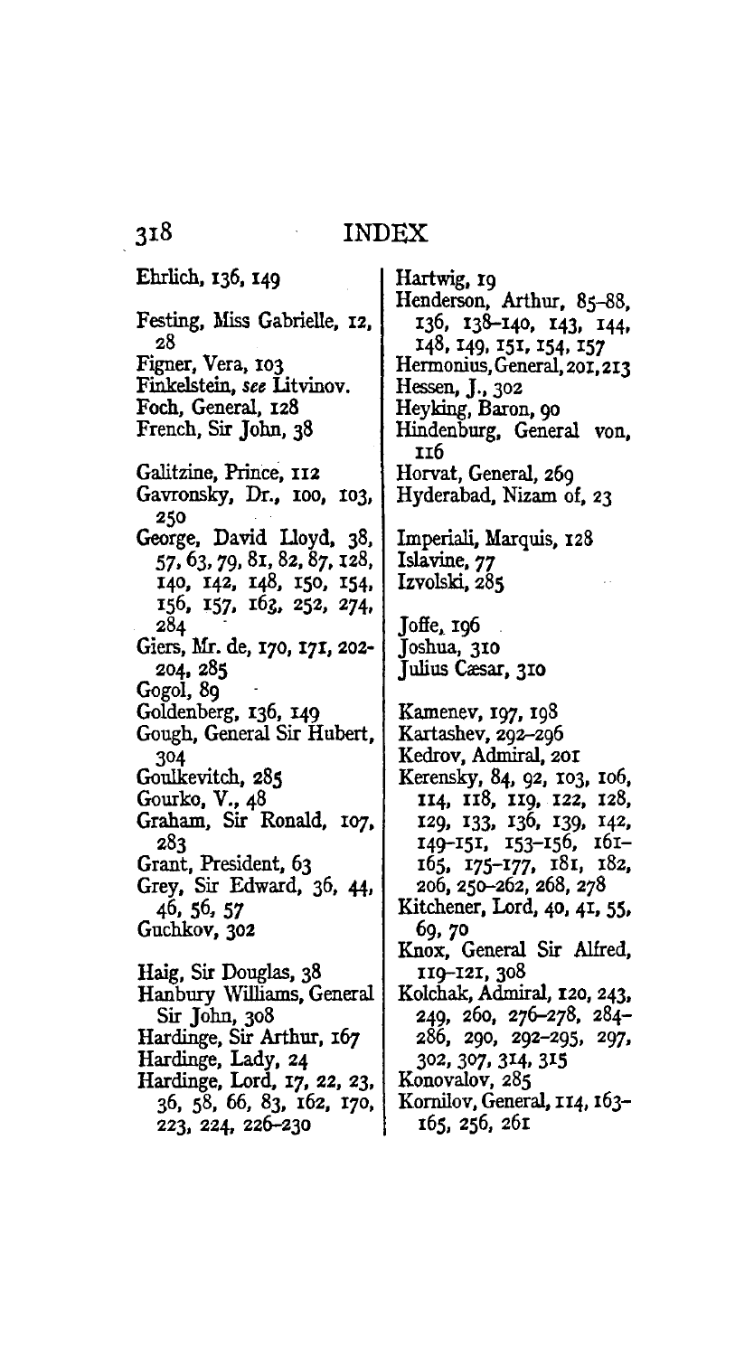# INDEX

Ehrlich, 136, 149

Festing, Miss Gabrielle, 12, 28
Figner, Vera, 103
Finkelstein, *see* Litvinov.
Foch, General, 128
French, Sir John, 38

Galitzine, Prince, 112
Gavronsky, Dr., 100, 103, 250
George, David Lloyd, 38, 57, 63, 79, 81, 82, 87, 128, 140, 142, 148, 150, 154, 156, 157, 163, 252, 274, 284
Giers, Mr. de, 170, 171, 202-204, 285
Gogol, 89
Goldenberg, 136, 149
Gough, General Sir Hubert, 304
Goulkevitch, 285
Gourko, V., 48
Graham, Sir Ronald, 107, 283
Grant, President, 63
Grey, Sir Edward, 36, 44, 46, 56, 57
Guchkov, 302

Haig, Sir Douglas, 38
Hanbury Williams, General Sir John, 308
Hardinge, Sir Arthur, 167
Hardinge, Lady, 24
Hardinge, Lord, 17, 22, 23, 36, 58, 66, 83, 162, 170, 223, 224, 226-230
Hartwig, 19
Henderson, Arthur, 85-88, 136, 138-140, 143, 144, 148, 149, 151, 154, 157
Hermonius, General, 201, 213
Hessen, J., 302
Heyking, Baron, 90
Hindenburg, General von, 116
Horvat, General, 269
Hyderabad, Nizam of, 23

Imperiali, Marquis, 128
Islavine, 77
Izvolski, 285

Joffe, 196
Joshua, 310
Julius Cæsar, 310

Kamenev, 197, 198
Kartashev, 292-296
Kedrov, Admiral, 201
Kerensky, 84, 92, 103, 106, 114, 118, 119, 122, 128, 129, 133, 136, 139, 142, 149-151, 153-156, 161-165, 175-177, 181, 182, 206, 250-262, 268, 278
Kitchener, Lord, 40, 41, 55, 69, 70
Knox, General Sir Alfred, 119-121, 308
Kolchak, Admiral, 120, 243, 249, 260, 276-278, 284-286, 290, 292-295, 297, 302, 307, 314, 315
Konovalov, 285
Kornilov, General, 114, 163-165, 256, 261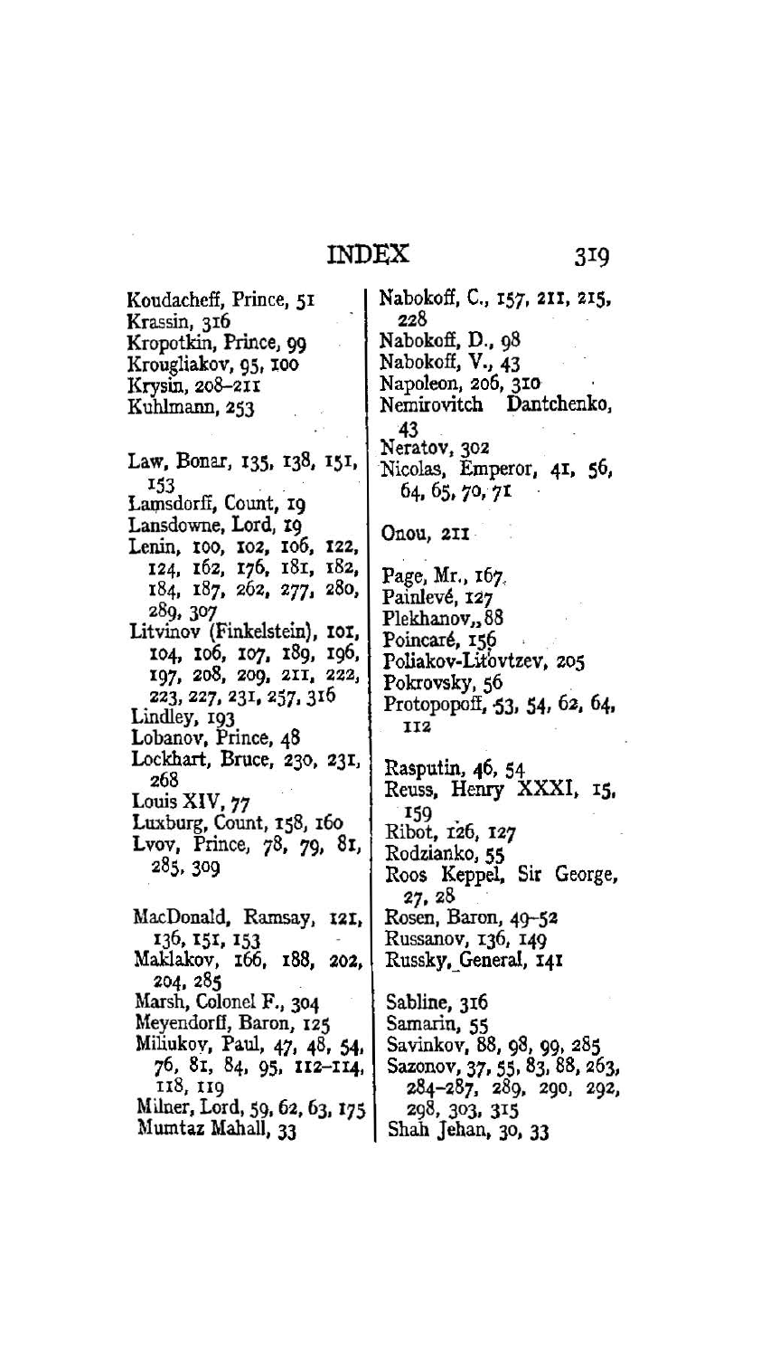# INDEX

Koudacheff, Prince, 51
Krassin, 316
Kropotkin, Prince, 99
Krougliakov, 95, 100
Krysin, 208–211
Kuhlmann, 253

Law, Bonar, 135, 138, 151, 153
Lamsdorff, Count, 19
Lansdowne, Lord, 19
Lenin, 100, 102, 106, 122, 124, 162, 176, 181, 182, 184, 187, 262, 277, 280, 289, 307
Litvinov (Finkelstein), 101, 104, 106, 107, 189, 196, 197, 208, 209, 211, 222, 223, 227, 231, 257, 316
Lindley, 193
Lobanov, Prince, 48
Lockhart, Bruce, 230, 231, 268
Louis XIV, 77
Luxburg, Count, 158, 160
Lvov, Prince, 78, 79, 81, 285, 309

MacDonald, Ramsay, 121, 136, 151, 153
Maklakov, 166, 188, 202, 204, 285
Marsh, Colonel F., 304
Meyendorff, Baron, 125
Miliukov, Paul, 47, 48, 54, 76, 81, 84, 95, 112–114, 118, 119
Milner, Lord, 59, 62, 63, 175
Mumtaz Mahall, 33

Nabokoff, C., 157, 211, 215, 228
Nabokoff, D., 98
Nabokoff, V., 43
Napoleon, 206, 310
Nemirovitch Dantchenko, 43
Neratov, 302
Nicolas, Emperor, 41, 56, 64, 65, 70, 71

Onou, 211

Page, Mr., 167
Painlevé, 127
Plekhanov, 88
Poincaré, 156
Poliakov-Litovtzev, 205
Pokrovsky, 56
Protopopoff, 53, 54, 62, 64, 112

Rasputin, 46, 54
Reuss, Henry XXXI, 15, 159
Ribot, 126, 127
Rodzianko, 55
Roos Keppel, Sir George, 27, 28
Rosen, Baron, 49–52
Russanov, 136, 149
Russky, General, 141

Sabline, 316
Samarin, 55
Savinkov, 88, 98, 99, 285
Sazonov, 37, 55, 83, 88, 263, 284–287, 289, 290, 292, 298, 303, 315
Shah Jehan, 30, 33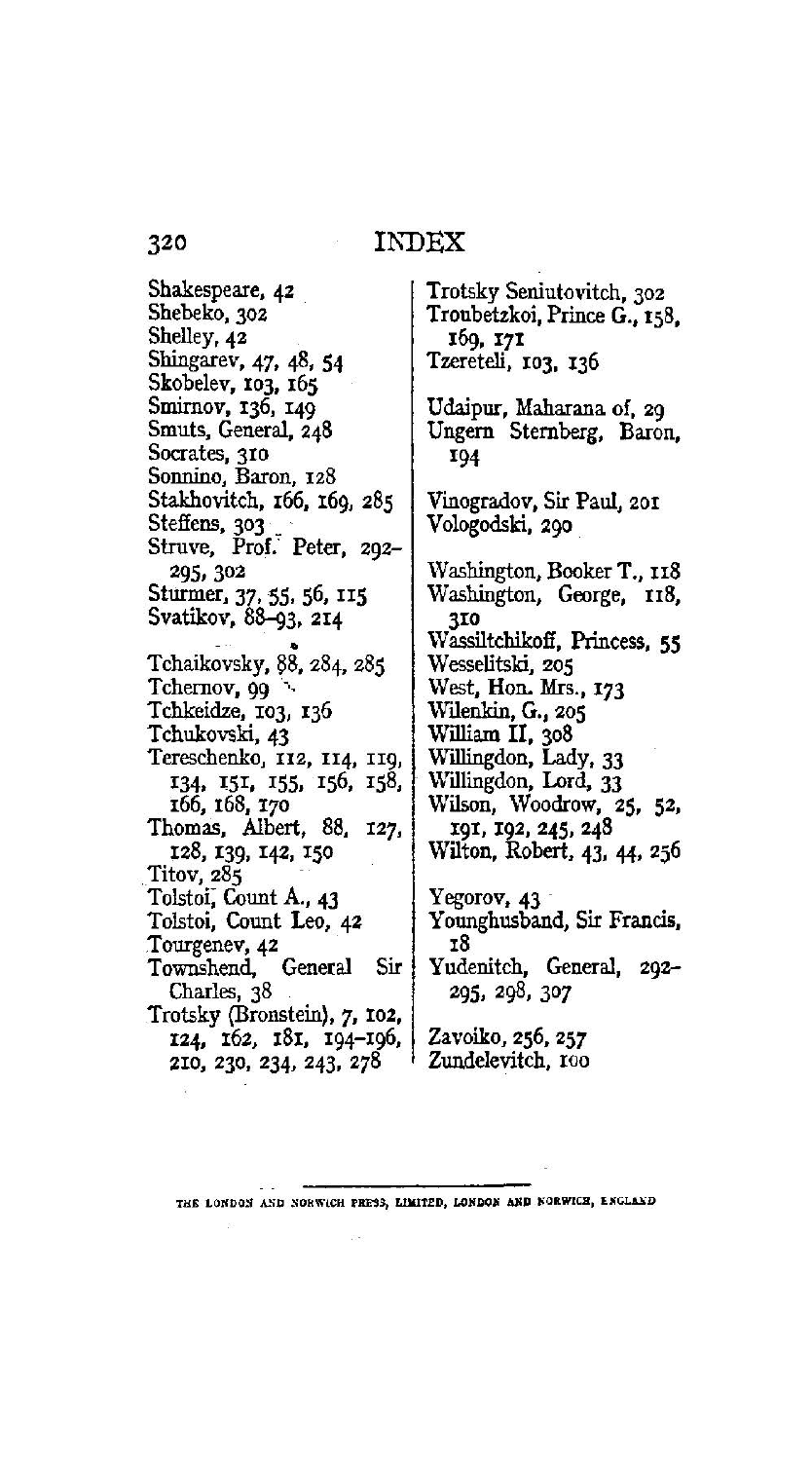# INDEX

Shakespeare, 42
Shebeko, 302
Shelley, 42
Shingarev, 47, 48, 54
Skobelev, 103, 165
Smirnov, 136, 149
Smuts, General, 248
Socrates, 310
Sonnino, Baron, 128
Stakhovitch, 166, 169, 285
Steffens, 303
Struve, Prof. Peter, 292–295, 302
Sturmer, 37, 55, 56, 115
Svatikov, 88–93, 214

Tchaikovsky, 88, 284, 285
Tchernov, 99
Tchkeidze, 103, 136
Tchukovski, 43
Tereschenko, 112, 114, 119, 134, 151, 155, 156, 158, 166, 168, 170
Thomas, Albert, 88, 127, 128, 139, 142, 150
Titov, 285
Tolstoi, Count A., 43
Tolstoi, Count Leo, 42
Tourgenev, 42
Townshend, General Sir Charles, 38
Trotsky (Bronstein), 7, 102, 124, 162, 181, 194–196, 210, 230, 234, 243, 278
Trotsky Seniutovitch, 302
Troubetzkoi, Prince G., 158, 169, 171
Tzereteli, 103, 136

Udaipur, Maharana of, 29
Ungern Sternberg, Baron, 194

Vinogradov, Sir Paul, 201
Vologodski, 290

Washington, Booker T., 118
Washington, George, 118, 310
Wassiltchikoff, Princess, 55
Wesselitski, 205
West, Hon. Mrs., 173
Wilenkin, G., 205
William II, 308
Willingdon, Lady, 33
Willingdon, Lord, 33
Wilson, Woodrow, 25, 52, 191, 192, 245, 248
Wilton, Robert, 43, 44, 256

Yegorov, 43
Younghusband, Sir Francis, 18
Yudenitch, General, 292–295, 298, 307

Zavoiko, 256, 257
Zundelevitch, 100

THE LONDON AND NORWICH PRESS, LIMITED, LONDON AND NORWICH, ENGLAND